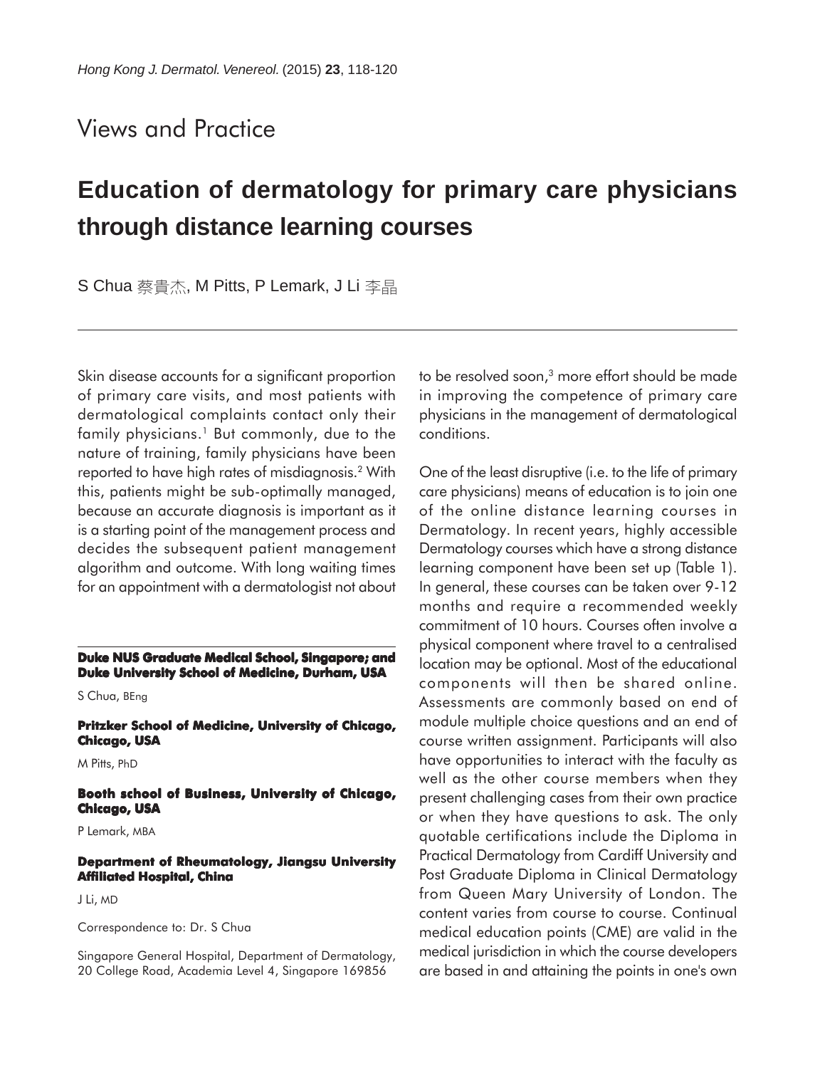Views and Practice

# Education of dermatology for primary care physicians through distance learning courses

S Chua 蔡貴杰, M Pitts, P Lemark, J Li 李晶

Skin disease accounts for a significant proportion of primary care visits, and most patients with dermatological complaints contact only their family physicians.[1] But commonly, due to the nature of training, family physicians have been reported to have high rates of misdiagnosis.[2] With this, patients might be sub-optimally managed, because an accurate diagnosis is important as it is a starting point of the management process and decides the subsequent patient management algorithm and outcome. With long waiting times for an appointment with a dermatologist not about to be resolved soon,[3] more effort should be made in improving the competence of primary care physicians in the management of dermatological conditions.

One of the least disruptive (i.e. to the life of primary care physicians) means of education is to join one of the online distance learning courses in Dermatology. In recent years, highly accessible Dermatology courses which have a strong distance learning component have been set up (Table 1). In general, these courses can be taken over 9-12 months and require a recommended weekly commitment of 10 hours. Courses often involve a physical component where travel to a centralised location may be optional. Most of the educational components will then be shared online. Assessments are commonly based on end of module multiple choice questions and an end of course written assignment. Participants will also have opportunities to interact with the faculty as well as the other course members when they present challenging cases from their own practice or when they have questions to ask. The only quotable certifications include the Diploma in Practical Dermatology from Cardiff University and Post Graduate Diploma in Clinical Dermatology from Queen Mary University of London. The content varies from course to course. Continual medical education points (CME) are valid in the medical jurisdiction in which the course developers are based in and attaining the points in one's own

**Duke NUS Graduate Medical School, Singapore; and Duke University School of Medicine, Durham, USA**

S Chua, BEng

**Pritzker School of Medicine, University of Chicago, Chicago, USA**

M Pitts, PhD

**Booth school of Business, University of Chicago, Chicago, USA**

P Lemark, MBA

**Department of Rheumatology, Jiangsu University Affiliated Hospital, China**

J Li, MD

Correspondence to: Dr. S Chua

Singapore General Hospital, Department of Dermatology, 20 College Road, Academia Level 4, Singapore 169856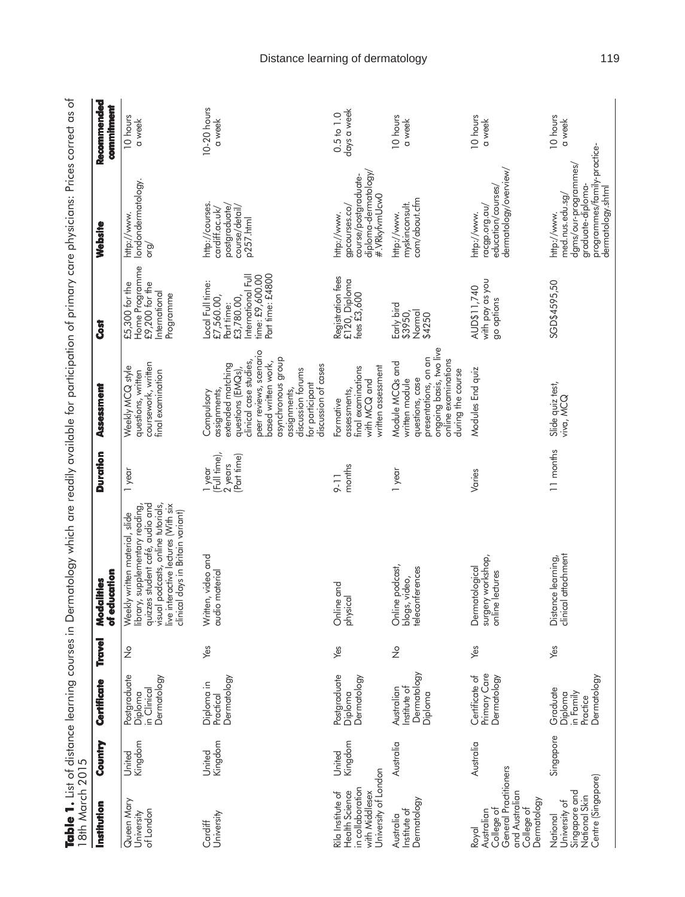**Table 1.** List of distance learning courses in Dermatology which are readily available for participation of primary care physicians: Prices correct as of 18th March 2015

| Institution | Country | Certificate | Travel | Modalities of education | Duration | Assessment | Cost | Website | Recommended commitment |
|---|---|---|---|---|---|---|---|---|---|
| Queen Mary University of London | United Kingdom | Postgraduate Diploma in Clinical Dermatology | No | Weekly written material, slide library, supplementary reading, quizzes student café, audio and visual podcasts, online tutorials, live interactive lectures (With six clinical days in Britain variant) | 1 year | Weekly MCQ style questions, written coursework, written final examination | £5,300 for the Home Programme £9,200 for the International Programme | http://www.londondermatology.org/ | 10 hours a week |
| Cardiff University | United Kingdom | Diploma in Practical Dermatology | Yes | Written, video and audio material | 1 year (Full time), 2 years (Part time) | Compulsory assignments, extended matching questions (EMQs), clinical case studies, peer reviews, scenario based written work, asynchronous group assignments, discussion forums for participant discussion of cases | Local Full time: £7,560.00, Part time: £3,780.00, International Full time: £9,600.00 Part time: £4800 | http://courses.cardiff.ac.uk/postgraduate/course/detail/p257.html | 10-20 hours a week |
| Rila Institute of Health Science in collaboration with Middlesex University of London | United Kingdom | Postgraduate Diploma Dermatology | Yes | Online and physical | 9-11 months | Formative assessments, final examinations with MCQ and written assessment | Registration fees £120, Diploma fees £3,600 | http://www.gpcourses.co/course/postgraduate-diploma-dermatology/#.VRkyfvmUcw0 | 0.5 to 1.0 days a week |
| Australia Institute of Dermatology | Australia | Australian Institute of Dermatology Diploma | No | Online podcast, blogs, video, teleconferences | 1 year | Module MCQs and written module questions, case presentations, on an ongoing basis, two live online examinations during the course | Early bird $3950, Normal $4250 | http://www.myskinconsult.com/about.cfm | 10 hours a week |
| Royal Australian College of General Practitioners and Australian College of Dermatology | Australia | Certificate of Primary Care Dermatology | Yes | Dermatological surgery workshop, online lectures | Varies | Modules End quiz | AUD$11,740 with pay as you go options | http://www.racgp.org.au/education/courses/dermatology/overview/ | 10 hours a week |
| National University of Singapore and National Skin Centre (Singapore) | Singapore | Graduate Diploma in Family Practice Dermatology | Yes | Distance learning, clinical attachment | 11 months | Slide quiz test, viva, MCQ | SGD$4595,50 | http://www.med.nus.edu.sg/dgms/our-programmes/graduate-diploma-programmes/family-practice-dermatology.shtml | 10 hours a week |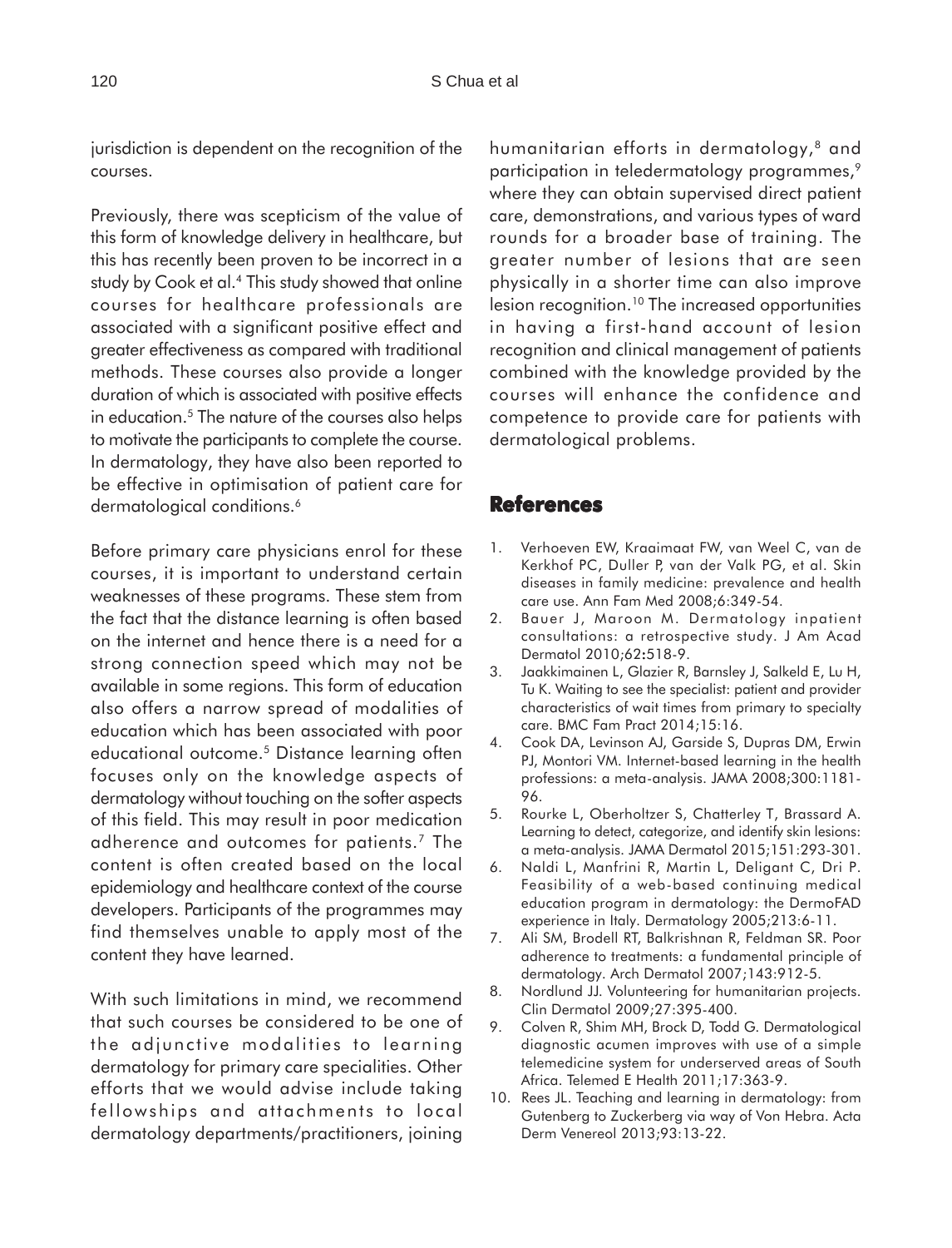jurisdiction is dependent on the recognition of the courses.

Previously, there was scepticism of the value of this form of knowledge delivery in healthcare, but this has recently been proven to be incorrect in a study by Cook et al.[4] This study showed that online courses for healthcare professionals are associated with a significant positive effect and greater effectiveness as compared with traditional methods. These courses also provide a longer duration of which is associated with positive effects in education.[5] The nature of the courses also helps to motivate the participants to complete the course. In dermatology, they have also been reported to be effective in optimisation of patient care for dermatological conditions.[6]

Before primary care physicians enrol for these courses, it is important to understand certain weaknesses of these programs. These stem from the fact that the distance learning is often based on the internet and hence there is a need for a strong connection speed which may not be available in some regions. This form of education also offers a narrow spread of modalities of education which has been associated with poor educational outcome.[5] Distance learning often focuses only on the knowledge aspects of dermatology without touching on the softer aspects of this field. This may result in poor medication adherence and outcomes for patients.[7] The content is often created based on the local epidemiology and healthcare context of the course developers. Participants of the programmes may find themselves unable to apply most of the content they have learned.

With such limitations in mind, we recommend that such courses be considered to be one of the adjunctive modalities to learning dermatology for primary care specialities. Other efforts that we would advise include taking fellowships and attachments to local dermatology departments/practitioners, joining humanitarian efforts in dermatology,[8] and participation in teledermatology programmes,[9] where they can obtain supervised direct patient care, demonstrations, and various types of ward rounds for a broader base of training. The greater number of lesions that are seen physically in a shorter time can also improve lesion recognition.[10] The increased opportunities in having a first-hand account of lesion recognition and clinical management of patients combined with the knowledge provided by the courses will enhance the confidence and competence to provide care for patients with dermatological problems.

## References

1. Verhoeven EW, Kraaimaat FW, van Weel C, van de Kerkhof PC, Duller P, van der Valk PG, et al. Skin diseases in family medicine: prevalence and health care use. Ann Fam Med 2008;6:349-54.
2. Bauer J, Maroon M. Dermatology inpatient consultations: a retrospective study. J Am Acad Dermatol 2010;62:518-9.
3. Jaakkimainen L, Glazier R, Barnsley J, Salkeld E, Lu H, Tu K. Waiting to see the specialist: patient and provider characteristics of wait times from primary to specialty care. BMC Fam Pract 2014;15:16.
4. Cook DA, Levinson AJ, Garside S, Dupras DM, Erwin PJ, Montori VM. Internet-based learning in the health professions: a meta-analysis. JAMA 2008;300:1181-96.
5. Rourke L, Oberholtzer S, Chatterley T, Brassard A. Learning to detect, categorize, and identify skin lesions: a meta-analysis. JAMA Dermatol 2015;151:293-301.
6. Naldi L, Manfrini R, Martin L, Deligant C, Dri P. Feasibility of a web-based continuing medical education program in dermatology: the DermoFAD experience in Italy. Dermatology 2005;213:6-11.
7. Ali SM, Brodell RT, Balkrishnan R, Feldman SR. Poor adherence to treatments: a fundamental principle of dermatology. Arch Dermatol 2007;143:912-5.
8. Nordlund JJ. Volunteering for humanitarian projects. Clin Dermatol 2009;27:395-400.
9. Colven R, Shim MH, Brock D, Todd G. Dermatological diagnostic acumen improves with use of a simple telemedicine system for underserved areas of South Africa. Telemed E Health 2011;17:363-9.
10. Rees JL. Teaching and learning in dermatology: from Gutenberg to Zuckerberg via way of Von Hebra. Acta Derm Venereol 2013;93:13-22.